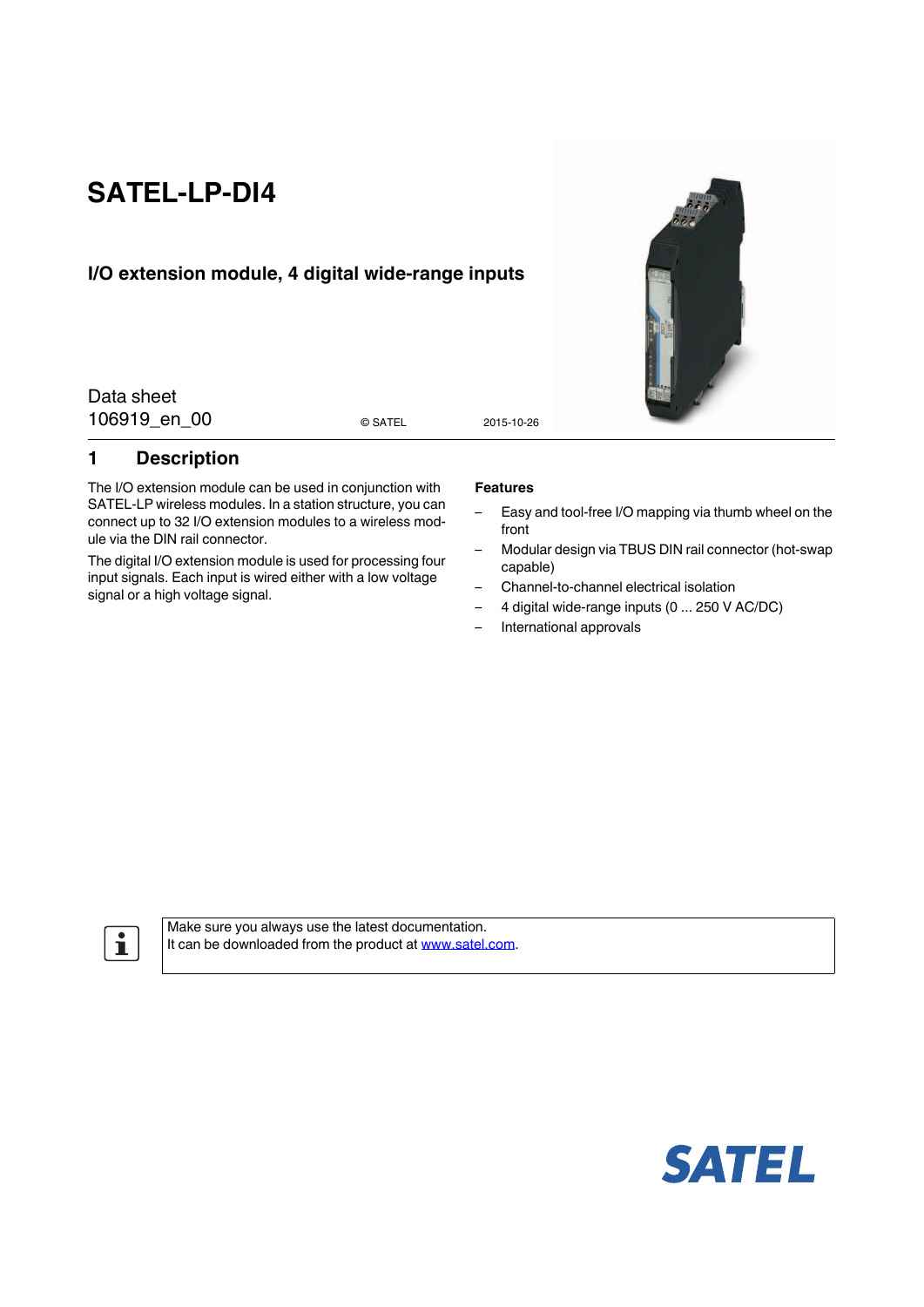# SATEL-LP-DI4

## I/O extension module, 4 digital wide-range inputs

Data sheet
106919_en_00 © SATEL 2015-10-26

## 1 Description

The I/O extension module can be used in conjunction with SATEL-LP wireless modules. In a station structure, you can connect up to 32 I/O extension modules to a wireless module via the DIN rail connector.

The digital I/O extension module is used for processing four input signals. Each input is wired either with a low voltage signal or a high voltage signal.

**Features**

– Easy and tool-free I/O mapping via thumb wheel on the front
– Modular design via TBUS DIN rail connector (hot-swap capable)
– Channel-to-channel electrical isolation
– 4 digital wide-range inputs (0 ... 250 V AC/DC)
– International approvals

Make sure you always use the latest documentation.
It can be downloaded from the product at www.satel.com.

SATEL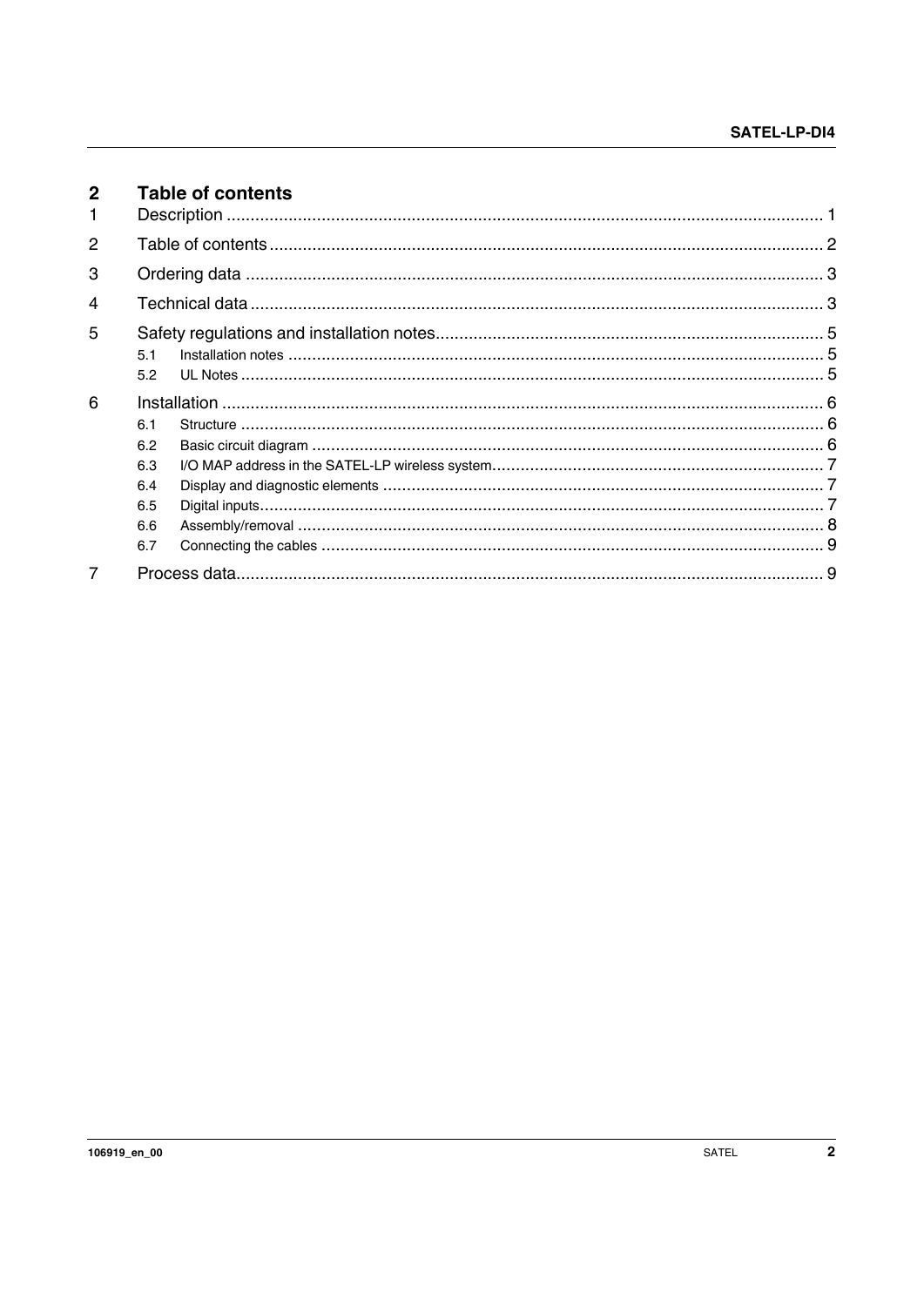# 2 Table of contents

1 Description ............................................................................................................................. 1

2 Table of contents .................................................................................................................... 2

3 Ordering data .......................................................................................................................... 3

4 Technical data ......................................................................................................................... 3

5 Safety regulations and installation notes................................................................................. 5

- 5.1 Installation notes ................................................................................................................. 5
- 5.2 UL Notes ............................................................................................................................. 5

6 Installation .............................................................................................................................. 6

- 6.1 Structure ............................................................................................................................. 6
- 6.2 Basic circuit diagram ........................................................................................................... 6
- 6.3 I/O MAP address in the SATEL-LP wireless system.............................................................. 7
- 6.4 Display and diagnostic elements .......................................................................................... 7
- 6.5 Digital inputs........................................................................................................................ 7
- 6.6 Assembly/removal ................................................................................................................ 8
- 6.7 Connecting the cables .......................................................................................................... 9

7 Process data............................................................................................................................ 9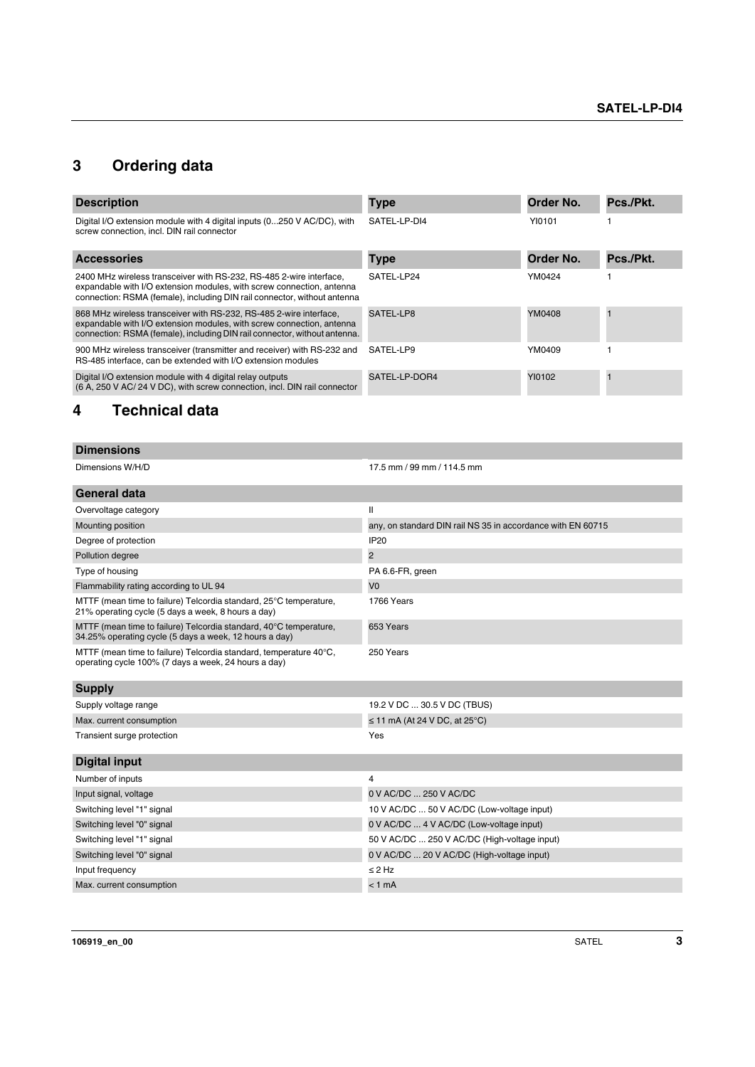## 3 Ordering data

| Description | Type | Order No. | Pcs./Pkt. |
|---|---|---|---|
| Digital I/O extension module with 4 digital inputs (0...250 V AC/DC), with screw connection, incl. DIN rail connector | SATEL-LP-DI4 | YI0101 | 1 |

| Accessories | Type | Order No. | Pcs./Pkt. |
|---|---|---|---|
| 2400 MHz wireless transceiver with RS-232, RS-485 2-wire interface, expandable with I/O extension modules, with screw connection, antenna connection: RSMA (female), including DIN rail connector, without antenna | SATEL-LP24 | YM0424 | 1 |
| 868 MHz wireless transceiver with RS-232, RS-485 2-wire interface, expandable with I/O extension modules, with screw connection, antenna connection: RSMA (female), including DIN rail connector, without antenna. | SATEL-LP8 | YM0408 | 1 |
| 900 MHz wireless transceiver (transmitter and receiver) with RS-232 and RS-485 interface, can be extended with I/O extension modules | SATEL-LP9 | YM0409 | 1 |
| Digital I/O extension module with 4 digital relay outputs (6 A, 250 V AC/ 24 V DC), with screw connection, incl. DIN rail connector | SATEL-LP-DOR4 | YI0102 | 1 |

## 4 Technical data

| Dimensions | |
|---|---|
| Dimensions W/H/D | 17.5 mm / 99 mm / 114.5 mm |

| General data | |
|---|---|
| Overvoltage category | II |
| Mounting position | any, on standard DIN rail NS 35 in accordance with EN 60715 |
| Degree of protection | IP20 |
| Pollution degree | 2 |
| Type of housing | PA 6.6-FR, green |
| Flammability rating according to UL 94 | V0 |
| MTTF (mean time to failure) Telcordia standard, 25°C temperature, 21% operating cycle (5 days a week, 8 hours a day) | 1766 Years |
| MTTF (mean time to failure) Telcordia standard, 40°C temperature, 34.25% operating cycle (5 days a week, 12 hours a day) | 653 Years |
| MTTF (mean time to failure) Telcordia standard, temperature 40°C, operating cycle 100% (7 days a week, 24 hours a day) | 250 Years |

| Supply | |
|---|---|
| Supply voltage range | 19.2 V DC ... 30.5 V DC (TBUS) |
| Max. current consumption | ≤ 11 mA (At 24 V DC, at 25°C) |
| Transient surge protection | Yes |

| Digital input | |
|---|---|
| Number of inputs | 4 |
| Input signal, voltage | 0 V AC/DC ... 250 V AC/DC |
| Switching level "1" signal | 10 V AC/DC ... 50 V AC/DC (Low-voltage input) |
| Switching level "0" signal | 0 V AC/DC ... 4 V AC/DC (Low-voltage input) |
| Switching level "1" signal | 50 V AC/DC ... 250 V AC/DC (High-voltage input) |
| Switching level "0" signal | 0 V AC/DC ... 20 V AC/DC (High-voltage input) |
| Input frequency | ≤ 2 Hz |
| Max. current consumption | < 1 mA |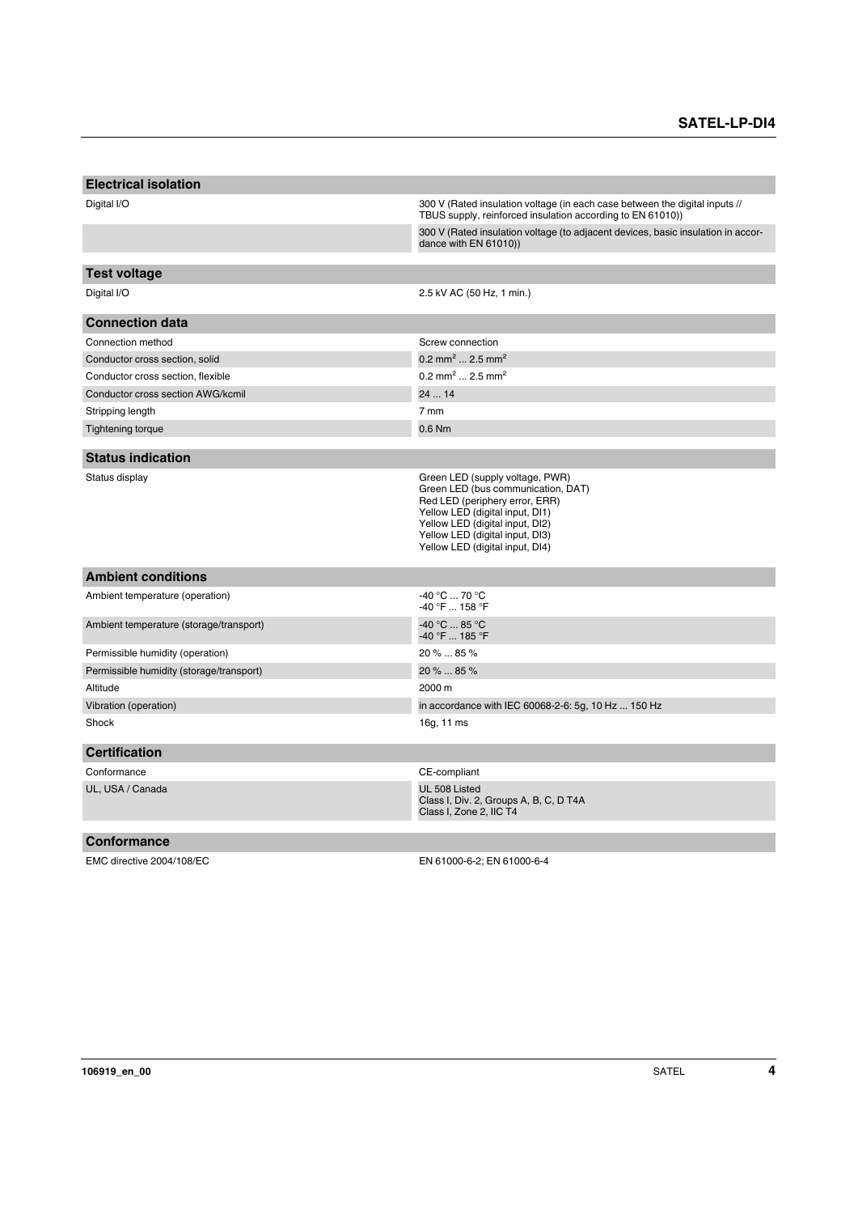## Electrical isolation

| | |
|---|---|
| Digital I/O | 300 V (Rated insulation voltage (in each case between the digital inputs // TBUS supply, reinforced insulation according to EN 61010)) |
| | 300 V (Rated insulation voltage (to adjacent devices, basic insulation in accordance with EN 61010)) |

## Test voltage

| | |
|---|---|
| Digital I/O | 2.5 kV AC (50 Hz, 1 min.) |

## Connection data

| | |
|---|---|
| Connection method | Screw connection |
| Conductor cross section, solid | 0.2 mm$^2$ ... 2.5 mm$^2$ |
| Conductor cross section, flexible | 0.2 mm$^2$ ... 2.5 mm$^2$ |
| Conductor cross section AWG/kcmil | 24 ... 14 |
| Stripping length | 7 mm |
| Tightening torque | 0.6 Nm |

## Status indication

| | |
|---|---|
| Status display | Green LED (supply voltage, PWR)<br>Green LED (bus communication, DAT)<br>Red LED (periphery error, ERR)<br>Yellow LED (digital input, DI1)<br>Yellow LED (digital input, DI2)<br>Yellow LED (digital input, DI3)<br>Yellow LED (digital input, DI4) |

## Ambient conditions

| | |
|---|---|
| Ambient temperature (operation) | -40 °C ... 70 °C<br>-40 °F ... 158 °F |
| Ambient temperature (storage/transport) | -40 °C ... 85 °C<br>-40 °F ... 185 °F |
| Permissible humidity (operation) | 20 % ... 85 % |
| Permissible humidity (storage/transport) | 20 % ... 85 % |
| Altitude | 2000 m |
| Vibration (operation) | in accordance with IEC 60068-2-6: 5g, 10 Hz ... 150 Hz |
| Shock | 16g, 11 ms |

## Certification

| | |
|---|---|
| Conformance | CE-compliant |
| UL, USA / Canada | UL 508 Listed<br>Class I, Div. 2, Groups A, B, C, D T4A<br>Class I, Zone 2, IIC T4 |

## Conformance

| | |
|---|---|
| EMC directive 2004/108/EC | EN 61000-6-2; EN 61000-6-4 |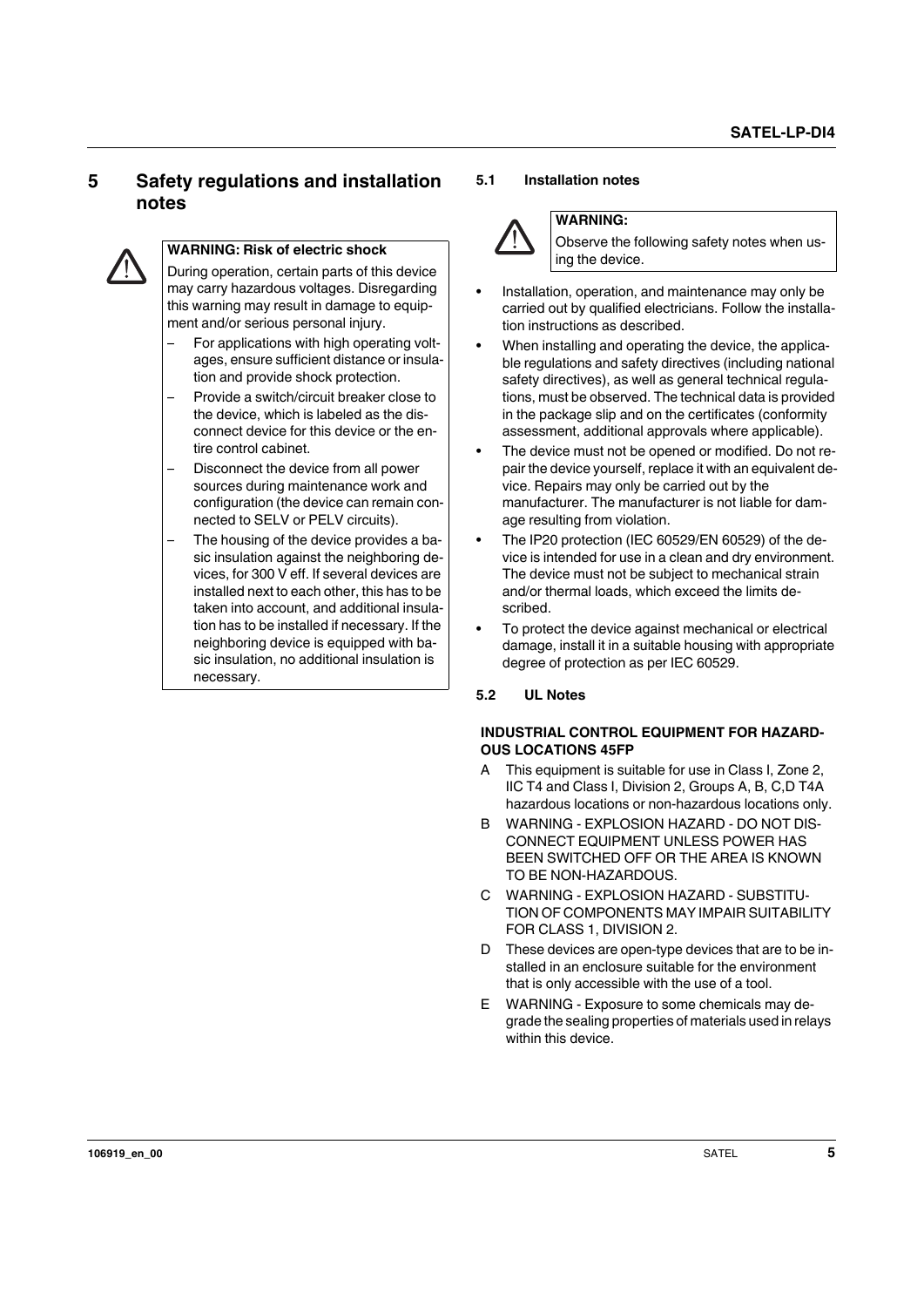# 5 Safety regulations and installation notes

**WARNING: Risk of electric shock**

During operation, certain parts of this device may carry hazardous voltages. Disregarding this warning may result in damage to equipment and/or serious personal injury.

- For applications with high operating voltages, ensure sufficient distance or insulation and provide shock protection.
- Provide a switch/circuit breaker close to the device, which is labeled as the disconnect device for this device or the entire control cabinet.
- Disconnect the device from all power sources during maintenance work and configuration (the device can remain connected to SELV or PELV circuits).
- The housing of the device provides a basic insulation against the neighboring devices, for 300 V eff. If several devices are installed next to each other, this has to be taken into account, and additional insulation has to be installed if necessary. If the neighboring device is equipped with basic insulation, no additional insulation is necessary.

## 5.1 Installation notes

**WARNING:**

Observe the following safety notes when using the device.

- Installation, operation, and maintenance may only be carried out by qualified electricians. Follow the installation instructions as described.
- When installing and operating the device, the applicable regulations and safety directives (including national safety directives), as well as general technical regulations, must be observed. The technical data is provided in the package slip and on the certificates (conformity assessment, additional approvals where applicable).
- The device must not be opened or modified. Do not repair the device yourself, replace it with an equivalent device. Repairs may only be carried out by the manufacturer. The manufacturer is not liable for damage resulting from violation.
- The IP20 protection (IEC 60529/EN 60529) of the device is intended for use in a clean and dry environment. The device must not be subject to mechanical strain and/or thermal loads, which exceed the limits described.
- To protect the device against mechanical or electrical damage, install it in a suitable housing with appropriate degree of protection as per IEC 60529.

## 5.2 UL Notes

**INDUSTRIAL CONTROL EQUIPMENT FOR HAZARDOUS LOCATIONS 45FP**

A This equipment is suitable for use in Class I, Zone 2, IIC T4 and Class I, Division 2, Groups A, B, C,D T4A hazardous locations or non-hazardous locations only.

B WARNING - EXPLOSION HAZARD - DO NOT DISCONNECT EQUIPMENT UNLESS POWER HAS BEEN SWITCHED OFF OR THE AREA IS KNOWN TO BE NON-HAZARDOUS.

C WARNING - EXPLOSION HAZARD - SUBSTITUTION OF COMPONENTS MAY IMPAIR SUITABILITY FOR CLASS 1, DIVISION 2.

D These devices are open-type devices that are to be installed in an enclosure suitable for the environment that is only accessible with the use of a tool.

E WARNING - Exposure to some chemicals may degrade the sealing properties of materials used in relays within this device.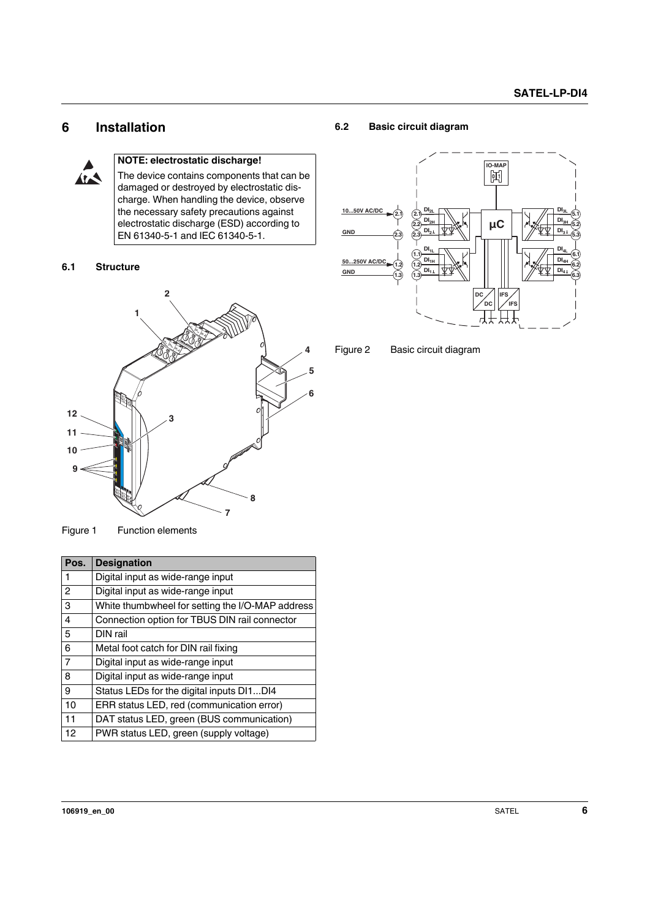# 6 Installation

**NOTE: electrostatic discharge!**

The device contains components that can be damaged or destroyed by electrostatic discharge. When handling the device, observe the necessary safety precautions against electrostatic discharge (ESD) according to EN 61340-5-1 and IEC 61340-5-1.

## 6.1 Structure

Figure 1 Function elements

| Pos. | Designation |
|---|---|
| 1 | Digital input as wide-range input |
| 2 | Digital input as wide-range input |
| 3 | White thumbwheel for setting the I/O-MAP address |
| 4 | Connection option for TBUS DIN rail connector |
| 5 | DIN rail |
| 6 | Metal foot catch for DIN rail fixing |
| 7 | Digital input as wide-range input |
| 8 | Digital input as wide-range input |
| 9 | Status LEDs for the digital inputs DI1...DI4 |
| 10 | ERR status LED, red (communication error) |
| 11 | DAT status LED, green (BUS communication) |
| 12 | PWR status LED, green (supply voltage) |

## 6.2 Basic circuit diagram

Figure 2 Basic circuit diagram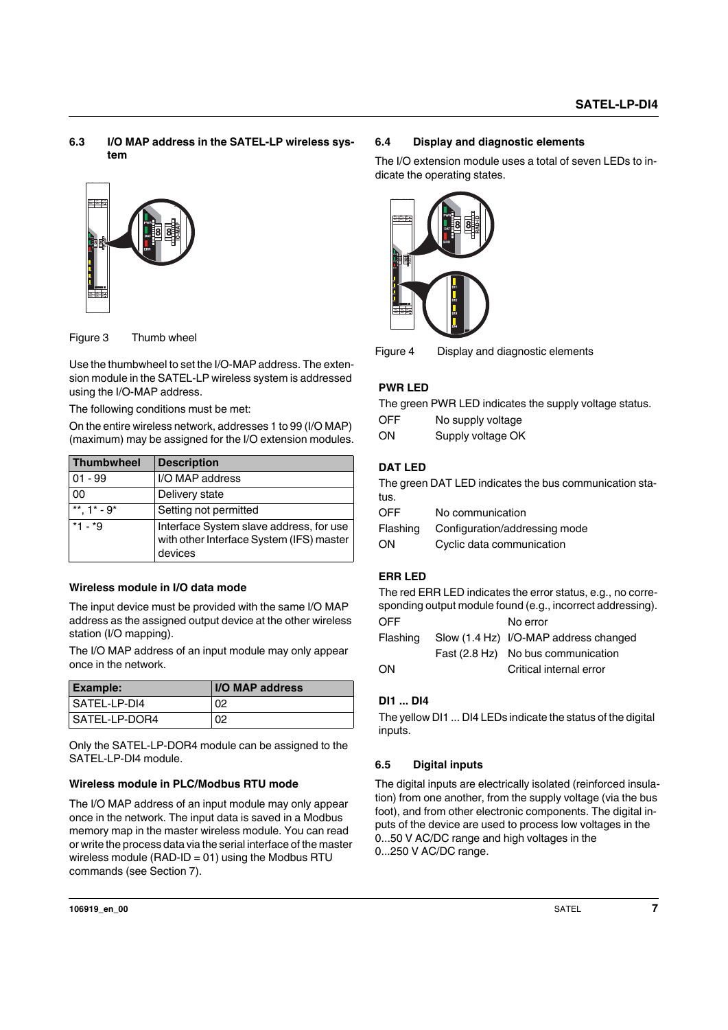## 6.3 I/O MAP address in the SATEL-LP wireless system

Figure 3 Thumb wheel

Use the thumbwheel to set the I/O-MAP address. The extension module in the SATEL-LP wireless system is addressed using the I/O-MAP address.

The following conditions must be met:

On the entire wireless network, addresses 1 to 99 (I/O MAP) (maximum) may be assigned for the I/O extension modules.

| Thumbwheel | Description |
|---|---|
| 01 - 99 | I/O MAP address |
| 00 | Delivery state |
| **, 1* - 9* | Setting not permitted |
| *1 - *9 | Interface System slave address, for use with other Interface System (IFS) master devices |

### Wireless module in I/O data mode

The input device must be provided with the same I/O MAP address as the assigned output device at the other wireless station (I/O mapping).

The I/O MAP address of an input module may only appear once in the network.

| Example: | I/O MAP address |
|---|---|
| SATEL-LP-DI4 | 02 |
| SATEL-LP-DOR4 | 02 |

Only the SATEL-LP-DOR4 module can be assigned to the SATEL-LP-DI4 module.

### Wireless module in PLC/Modbus RTU mode

The I/O MAP address of an input module may only appear once in the network. The input data is saved in a Modbus memory map in the master wireless module. You can read or write the process data via the serial interface of the master wireless module (RAD-ID = 01) using the Modbus RTU commands (see Section 7).

## 6.4 Display and diagnostic elements

The I/O extension module uses a total of seven LEDs to indicate the operating states.

Figure 4 Display and diagnostic elements

### PWR LED

The green PWR LED indicates the supply voltage status.

| | |
|---|---|
| OFF | No supply voltage |
| ON | Supply voltage OK |

### DAT LED

The green DAT LED indicates the bus communication status.

| | |
|---|---|
| OFF | No communication |
| Flashing | Configuration/addressing mode |
| ON | Cyclic data communication |

### ERR LED

The red ERR LED indicates the error status, e.g., no corresponding output module found (e.g., incorrect addressing).

| | | |
|---|---|---|
| OFF | | No error |
| Flashing | Slow (1.4 Hz) | I/O-MAP address changed |
| | Fast (2.8 Hz) | No bus communication |
| ON | | Critical internal error |

### DI1 ... DI4

The yellow DI1 ... DI4 LEDs indicate the status of the digital inputs.

## 6.5 Digital inputs

The digital inputs are electrically isolated (reinforced insulation) from one another, from the supply voltage (via the bus foot), and from other electronic components. The digital inputs of the device are used to process low voltages in the 0...50 V AC/DC range and high voltages in the 0...250 V AC/DC range.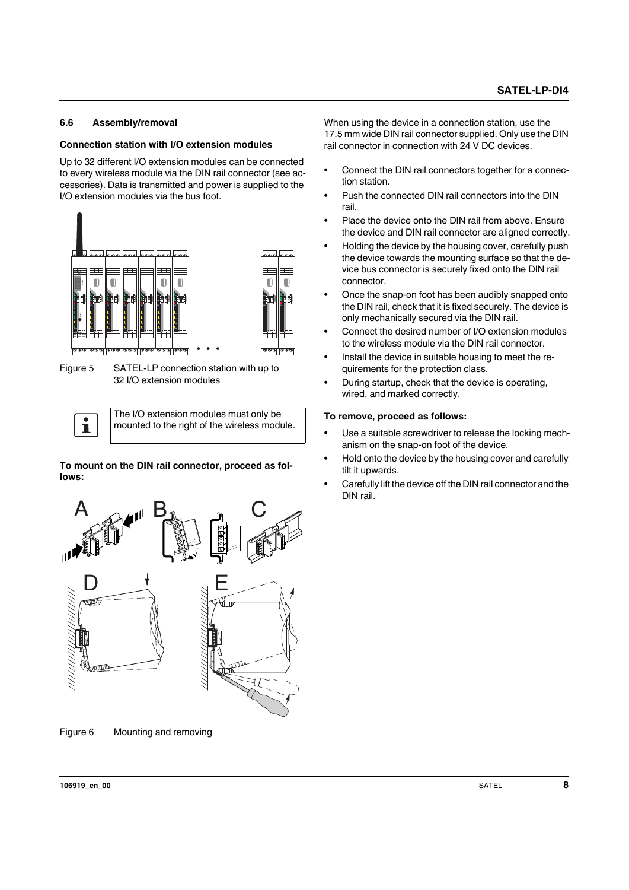### 6.6 Assembly/removal

**Connection station with I/O extension modules**

Up to 32 different I/O extension modules can be connected to every wireless module via the DIN rail connector (see accessories). Data is transmitted and power is supplied to the I/O extension modules via the bus foot.

Figure 5 SATEL-LP connection station with up to 32 I/O extension modules

The I/O extension modules must only be mounted to the right of the wireless module.

**To mount on the DIN rail connector, proceed as follows:**

Figure 6 Mounting and removing

When using the device in a connection station, use the 17.5 mm wide DIN rail connector supplied. Only use the DIN rail connector in connection with 24 V DC devices.

- Connect the DIN rail connectors together for a connection station.
- Push the connected DIN rail connectors into the DIN rail.
- Place the device onto the DIN rail from above. Ensure the device and DIN rail connector are aligned correctly.
- Holding the device by the housing cover, carefully push the device towards the mounting surface so that the device bus connector is securely fixed onto the DIN rail connector.
- Once the snap-on foot has been audibly snapped onto the DIN rail, check that it is fixed securely. The device is only mechanically secured via the DIN rail.
- Connect the desired number of I/O extension modules to the wireless module via the DIN rail connector.
- Install the device in suitable housing to meet the requirements for the protection class.
- During startup, check that the device is operating, wired, and marked correctly.

**To remove, proceed as follows:**

- Use a suitable screwdriver to release the locking mechanism on the snap-on foot of the device.
- Hold onto the device by the housing cover and carefully tilt it upwards.
- Carefully lift the device off the DIN rail connector and the DIN rail.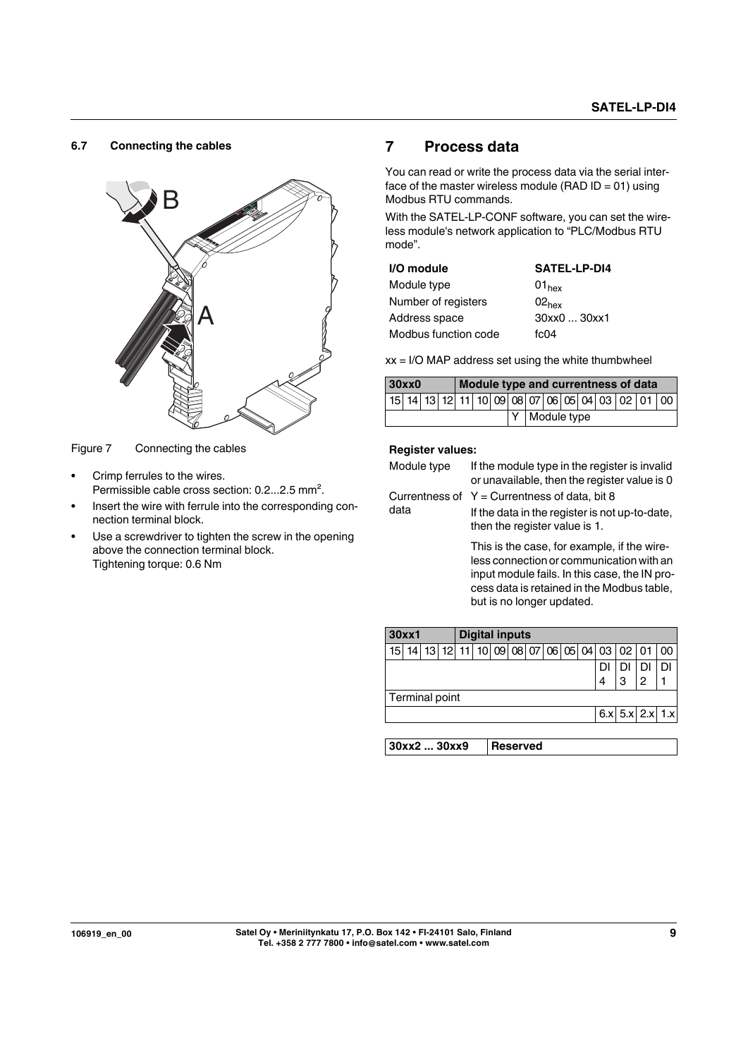### 6.7 Connecting the cables

B

A

Figure 7 Connecting the cables

- Crimp ferrules to the wires.
  Permissible cable cross section: 0.2...2.5 mm².
- Insert the wire with ferrule into the corresponding connection terminal block.
- Use a screwdriver to tighten the screw in the opening above the connection terminal block.
  Tightening torque: 0.6 Nm

## 7 Process data

You can read or write the process data via the serial interface of the master wireless module (RAD ID = 01) using Modbus RTU commands.

With the SATEL-LP-CONF software, you can set the wireless module's network application to “PLC/Modbus RTU mode”.

| I/O module | SATEL-LP-DI4 |
|---|---|
| Module type | $01_{hex}$ |
| Number of registers | $02_{hex}$ |
| Address space | 30xx0 ... 30xx1 |
| Modbus function code | fc04 |

xx = I/O MAP address set using the white thumbwheel

| 30xx0 | | | | Module type and currentness of data | | | | | | | | | | | |
|---|---|---|---|---|---|---|---|---|---|---|---|---|---|---|---|
| 15 | 14 | 13 | 12 | 11 | 10 | 09 | 08 | 07 | 06 | 05 | 04 | 03 | 02 | 01 | 00 |
| | | | | | | | Y | Module type | | | | | | | |

**Register values:**

| | |
|---|---|
| Module type | If the module type in the register is invalid or unavailable, then the register value is 0 |
| Currentness of data | Y = Currentness of data, bit 8<br>If the data in the register is not up-to-date, then the register value is 1.<br>This is the case, for example, if the wireless connection or communication with an input module fails. In this case, the IN process data is retained in the Modbus table, but is no longer updated. |

| 30xx1 | | | | Digital inputs | | | | | | | | | | | |
|---|---|---|---|---|---|---|---|---|---|---|---|---|---|---|---|
| 15 | 14 | 13 | 12 | 11 | 10 | 09 | 08 | 07 | 06 | 05 | 04 | 03 | 02 | 01 | 00 |
| | | | | | | | | | | | | DI 4 | DI 3 | DI 2 | DI 1 |
| Terminal point | | | | | | | | | | | | | | | |
| | | | | | | | | | | | | 6.x | 5.x | 2.x | 1.x |

| 30xx2 ... 30xx9 | Reserved |
|---|---|